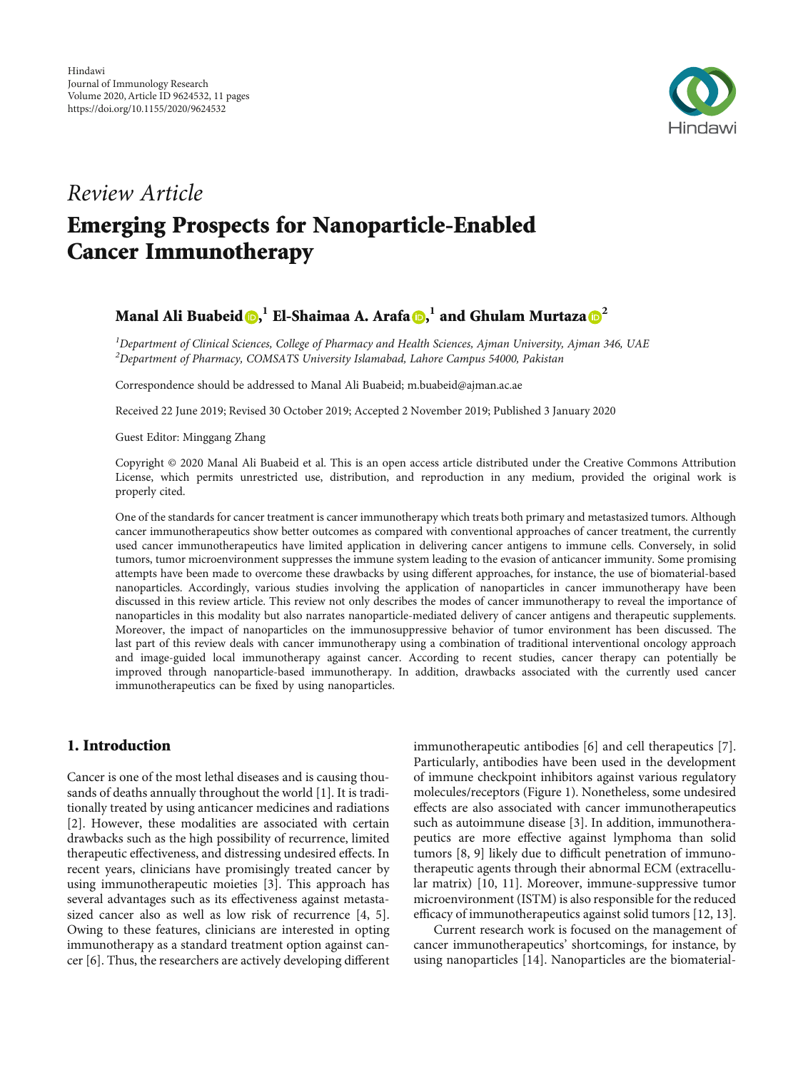Hindawi
Journal of Immunology Research
Volume 2020, Article ID 9624532, 11 pages
https://doi.org/10.1155/2020/9624532

*Review Article*

# Emerging Prospects for Nanoparticle-Enabled Cancer Immunotherapy

**Manal Ali Buabeid**[1] **El-Shaimaa A. Arafa**[1] **and Ghulam Murtaza**[2]

[1]*Department of Clinical Sciences, College of Pharmacy and Health Sciences, Ajman University, Ajman 346, UAE*
[2]*Department of Pharmacy, COMSATS University Islamabad, Lahore Campus 54000, Pakistan*

Correspondence should be addressed to Manal Ali Buabeid; m.buabeid@ajman.ac.ae

Received 22 June 2019; Revised 30 October 2019; Accepted 2 November 2019; Published 3 January 2020

Guest Editor: Minggang Zhang

Copyright © 2020 Manal Ali Buabeid et al. This is an open access article distributed under the Creative Commons Attribution License, which permits unrestricted use, distribution, and reproduction in any medium, provided the original work is properly cited.

One of the standards for cancer treatment is cancer immunotherapy which treats both primary and metastasized tumors. Although cancer immunotherapeutics show better outcomes as compared with conventional approaches of cancer treatment, the currently used cancer immunotherapeutics have limited application in delivering cancer antigens to immune cells. Conversely, in solid tumors, tumor microenvironment suppresses the immune system leading to the evasion of anticancer immunity. Some promising attempts have been made to overcome these drawbacks by using different approaches, for instance, the use of biomaterial-based nanoparticles. Accordingly, various studies involving the application of nanoparticles in cancer immunotherapy have been discussed in this review article. This review not only describes the modes of cancer immunotherapy to reveal the importance of nanoparticles in this modality but also narrates nanoparticle-mediated delivery of cancer antigens and therapeutic supplements. Moreover, the impact of nanoparticles on the immunosuppressive behavior of tumor environment has been discussed. The last part of this review deals with cancer immunotherapy using a combination of traditional interventional oncology approach and image-guided local immunotherapy against cancer. According to recent studies, cancer therapy can potentially be improved through nanoparticle-based immunotherapy. In addition, drawbacks associated with the currently used cancer immunotherapeutics can be fixed by using nanoparticles.

## 1. Introduction

Cancer is one of the most lethal diseases and is causing thousands of deaths annually throughout the world [1]. It is traditionally treated by using anticancer medicines and radiations [2]. However, these modalities are associated with certain drawbacks such as the high possibility of recurrence, limited therapeutic effectiveness, and distressing undesired effects. In recent years, clinicians have promisingly treated cancer by using immunotherapeutic moieties [3]. This approach has several advantages such as its effectiveness against metastasized cancer also as well as low risk of recurrence [4, 5]. Owing to these features, clinicians are interested in opting immunotherapy as a standard treatment option against cancer [6]. Thus, the researchers are actively developing different immunotherapeutic antibodies [6] and cell therapeutics [7]. Particularly, antibodies have been used in the development of immune checkpoint inhibitors against various regulatory molecules/receptors (Figure 1). Nonetheless, some undesired effects are also associated with cancer immunotherapeutics such as autoimmune disease [3]. In addition, immunotherapeutics are more effective against lymphoma than solid tumors [8, 9] likely due to difficult penetration of immunotherapeutic agents through their abnormal ECM (extracellular matrix) [10, 11]. Moreover, immune-suppressive tumor microenvironment (ISTM) is also responsible for the reduced efficacy of immunotherapeutics against solid tumors [12, 13].

Current research work is focused on the management of cancer immunotherapeutics' shortcomings, for instance, by using nanoparticles [14]. Nanoparticles are the biomaterial-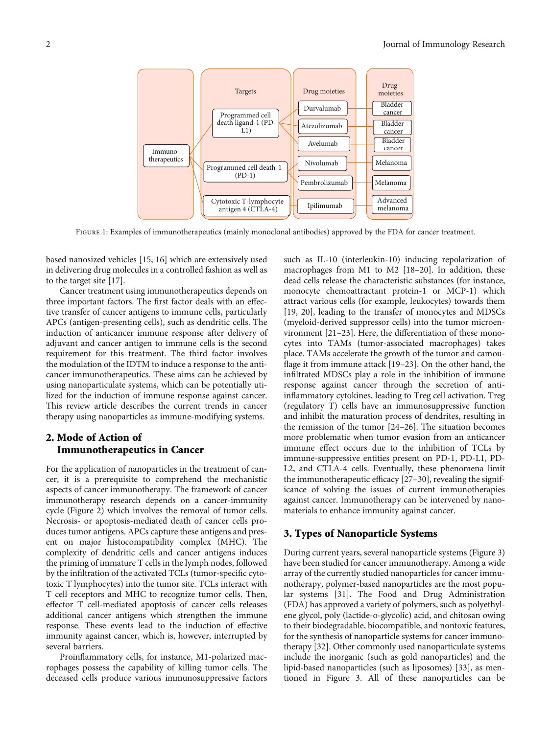Figure 1: Examples of immunotherapeutics (mainly monoclonal antibodies) approved by the FDA for cancer treatment.

based nanosized vehicles [15, 16] which are extensively used in delivering drug molecules in a controlled fashion as well as to the target site [17].

Cancer treatment using immunotherapeutics depends on three important factors. The first factor deals with an effective transfer of cancer antigens to immune cells, particularly APCs (antigen-presenting cells), such as dendritic cells. The induction of anticancer immune response after delivery of adjuvant and cancer antigen to immune cells is the second requirement for this treatment. The third factor involves the modulation of the IDTM to induce a response to the anticancer immunotherapeutics. These aims can be achieved by using nanoparticulate systems, which can be potentially utilized for the induction of immune response against cancer. This review article describes the current trends in cancer therapy using nanoparticles as immune-modifying systems.

## 2. Mode of Action of Immunotherapeutics in Cancer

For the application of nanoparticles in the treatment of cancer, it is a prerequisite to comprehend the mechanistic aspects of cancer immunotherapy. The framework of cancer immunotherapy research depends on a cancer-immunity cycle (Figure 2) which involves the removal of tumor cells. Necrosis- or apoptosis-mediated death of cancer cells produces tumor antigens. APCs capture these antigens and present on major histocompatibility complex (MHC). The complexity of dendritic cells and cancer antigens induces the priming of immature T cells in the lymph nodes, followed by the infiltration of the activated TCLs (tumor-specific cytotoxic T lymphocytes) into the tumor site. TCLs interact with T cell receptors and MHC to recognize tumor cells. Then, effector T cell-mediated apoptosis of cancer cells releases additional cancer antigens which strengthen the immune response. These events lead to the induction of effective immunity against cancer, which is, however, interrupted by several barriers.

Proinflammatory cells, for instance, M1-polarized macrophages possess the capability of killing tumor cells. The deceased cells produce various immunosuppressive factors such as IL-10 (interleukin-10) inducing repolarization of macrophages from M1 to M2 [18–20]. In addition, these dead cells release the characteristic substances (for instance, monocyte chemoattractant protein-1 or MCP-1) which attract various cells (for example, leukocytes) towards them [19, 20], leading to the transfer of monocytes and MDSCs (myeloid-derived suppressor cells) into the tumor microenvironment [21–23]. Here, the differentiation of these monocytes into TAMs (tumor-associated macrophages) takes place. TAMs accelerate the growth of the tumor and camouflage it from immune attack [19–23]. On the other hand, the infiltrated MDSCs play a role in the inhibition of immune response against cancer through the secretion of anti-inflammatory cytokines, leading to Treg cell activation. Treg (regulatory T) cells have an immunosuppressive function and inhibit the maturation process of dendrites, resulting in the remission of the tumor [24–26]. The situation becomes more problematic when tumor evasion from an anticancer immune effect occurs due to the inhibition of TCLs by immune-suppressive entities present on PD-1, PD-L1, PD-L2, and CTLA-4 cells. Eventually, these phenomena limit the immunotherapeutic efficacy [27–30], revealing the significance of solving the issues of current immunotherapies against cancer. Immunotherapy can be intervened by nanomaterials to enhance immunity against cancer.

## 3. Types of Nanoparticle Systems

During current years, several nanoparticle systems (Figure 3) have been studied for cancer immunotherapy. Among a wide array of the currently studied nanoparticles for cancer immunotherapy, polymer-based nanoparticles are the most popular systems [31]. The Food and Drug Administration (FDA) has approved a variety of polymers, such as polyethylene glycol, poly (lactide-o-glycolic) acid, and chitosan owing to their biodegradable, biocompatible, and nontoxic features, for the synthesis of nanoparticle systems for cancer immunotherapy [32]. Other commonly used nanoparticulate systems include the inorganic (such as gold nanoparticles) and the lipid-based nanoparticles (such as liposomes) [33], as mentioned in Figure 3. All of these nanoparticles can be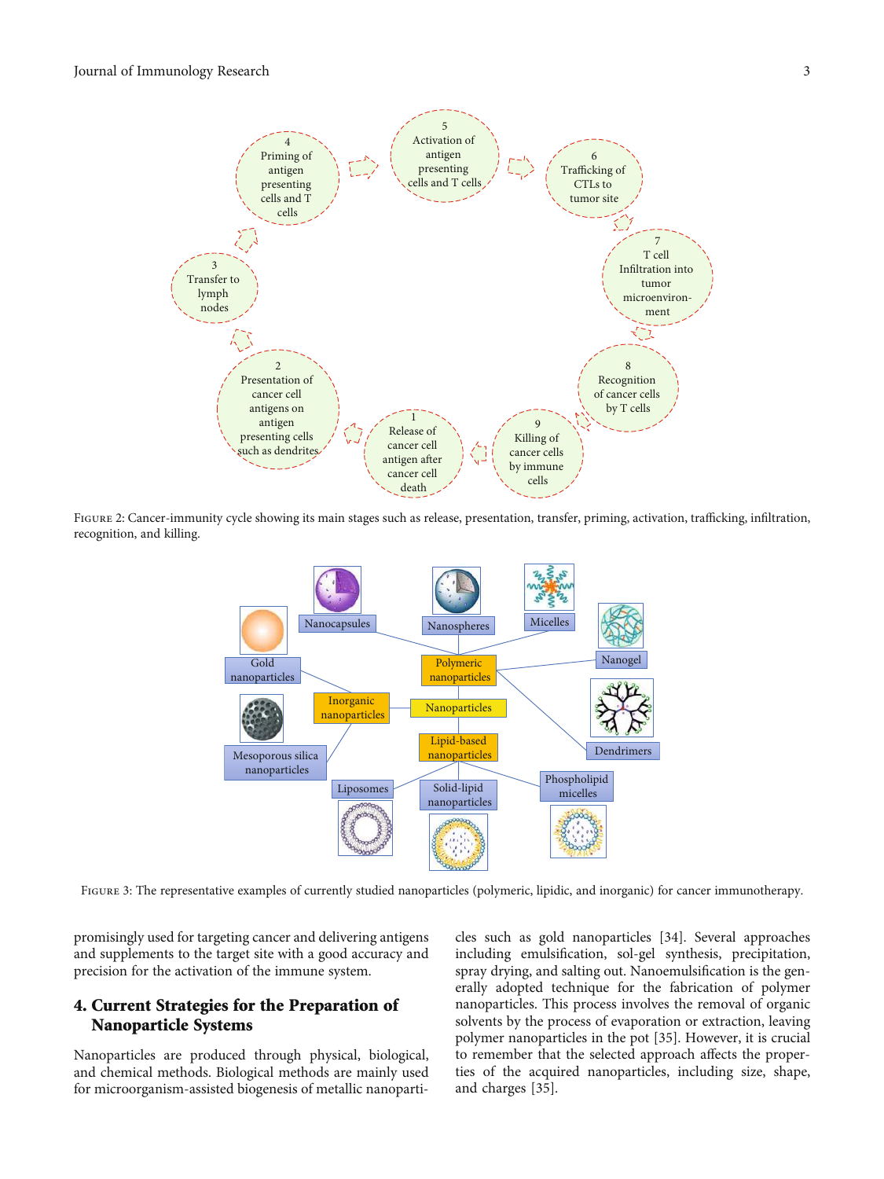Figure 2: Cancer-immunity cycle showing its main stages such as release, presentation, transfer, priming, activation, trafficking, infiltration, recognition, and killing.

Figure 3: The representative examples of currently studied nanoparticles (polymeric, lipidic, and inorganic) for cancer immunotherapy.

promisingly used for targeting cancer and delivering antigens and supplements to the target site with a good accuracy and precision for the activation of the immune system.

## 4. Current Strategies for the Preparation of Nanoparticle Systems

Nanoparticles are produced through physical, biological, and chemical methods. Biological methods are mainly used for microorganism-assisted biogenesis of metallic nanoparticles such as gold nanoparticles [34]. Several approaches including emulsification, sol-gel synthesis, precipitation, spray drying, and salting out. Nanoemulsification is the generally adopted technique for the fabrication of polymer nanoparticles. This process involves the removal of organic solvents by the process of evaporation or extraction, leaving polymer nanoparticles in the pot [35]. However, it is crucial to remember that the selected approach affects the properties of the acquired nanoparticles, including size, shape, and charges [35].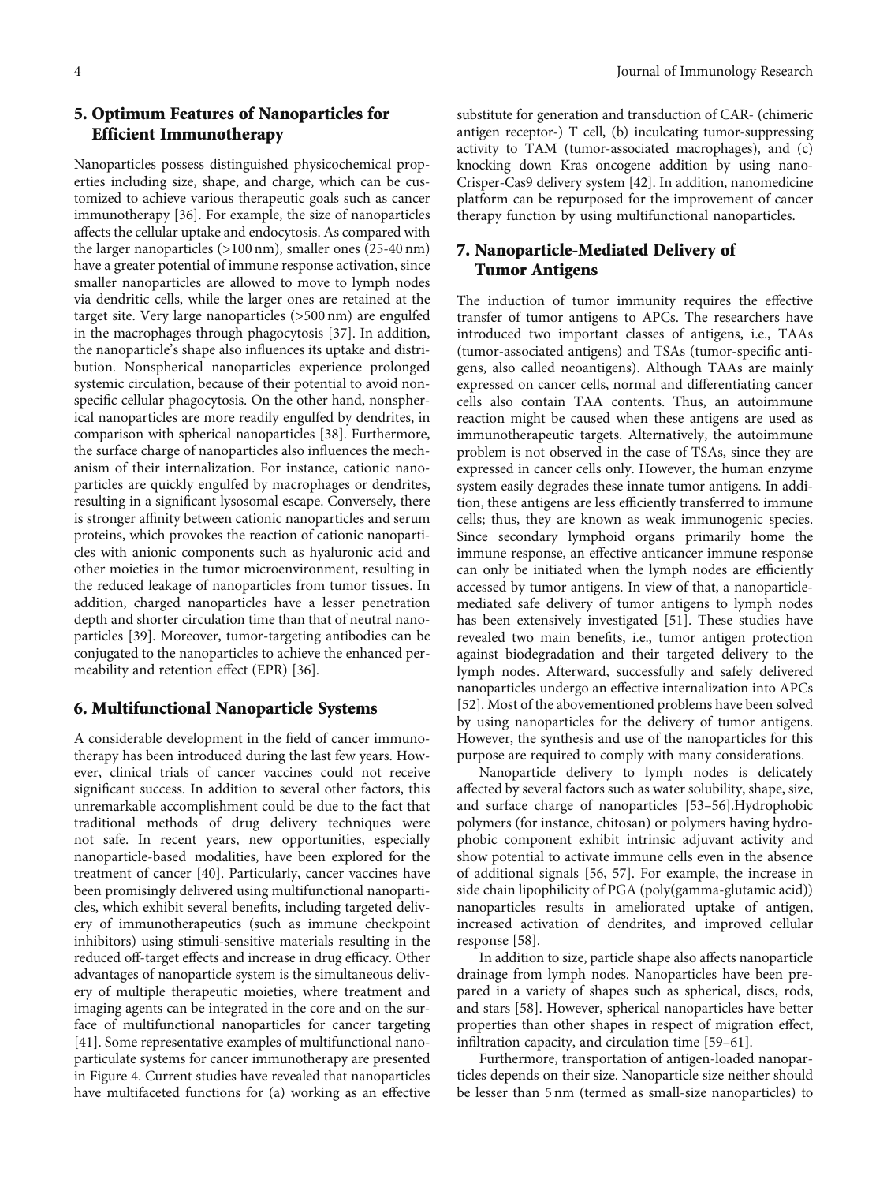## 5. Optimum Features of Nanoparticles for Efficient Immunotherapy

Nanoparticles possess distinguished physicochemical properties including size, shape, and charge, which can be customized to achieve various therapeutic goals such as cancer immunotherapy [36]. For example, the size of nanoparticles affects the cellular uptake and endocytosis. As compared with the larger nanoparticles (>100 nm), smaller ones (25-40 nm) have a greater potential of immune response activation, since smaller nanoparticles are allowed to move to lymph nodes via dendritic cells, while the larger ones are retained at the target site. Very large nanoparticles (>500 nm) are engulfed in the macrophages through phagocytosis [37]. In addition, the nanoparticle's shape also influences its uptake and distribution. Nonspherical nanoparticles experience prolonged systemic circulation, because of their potential to avoid nonspecific cellular phagocytosis. On the other hand, nonspherical nanoparticles are more readily engulfed by dendrites, in comparison with spherical nanoparticles [38]. Furthermore, the surface charge of nanoparticles also influences the mechanism of their internalization. For instance, cationic nanoparticles are quickly engulfed by macrophages or dendrites, resulting in a significant lysosomal escape. Conversely, there is stronger affinity between cationic nanoparticles and serum proteins, which provokes the reaction of cationic nanoparticles with anionic components such as hyaluronic acid and other moieties in the tumor microenvironment, resulting in the reduced leakage of nanoparticles from tumor tissues. In addition, charged nanoparticles have a lesser penetration depth and shorter circulation time than that of neutral nanoparticles [39]. Moreover, tumor-targeting antibodies can be conjugated to the nanoparticles to achieve the enhanced permeability and retention effect (EPR) [36].

## 6. Multifunctional Nanoparticle Systems

A considerable development in the field of cancer immunotherapy has been introduced during the last few years. However, clinical trials of cancer vaccines could not receive significant success. In addition to several other factors, this unremarkable accomplishment could be due to the fact that traditional methods of drug delivery techniques were not safe. In recent years, new opportunities, especially nanoparticle-based modalities, have been explored for the treatment of cancer [40]. Particularly, cancer vaccines have been promisingly delivered using multifunctional nanoparticles, which exhibit several benefits, including targeted delivery of immunotherapeutics (such as immune checkpoint inhibitors) using stimuli-sensitive materials resulting in the reduced off-target effects and increase in drug efficacy. Other advantages of nanoparticle system is the simultaneous delivery of multiple therapeutic moieties, where treatment and imaging agents can be integrated in the core and on the surface of multifunctional nanoparticles for cancer targeting [41]. Some representative examples of multifunctional nanoparticulate systems for cancer immunotherapy are presented in Figure 4. Current studies have revealed that nanoparticles have multifaceted functions for (a) working as an effective substitute for generation and transduction of CAR- (chimeric antigen receptor-) T cell, (b) inculcating tumor-suppressing activity to TAM (tumor-associated macrophages), and (c) knocking down Kras oncogene addition by using nano-Crisper-Cas9 delivery system [42]. In addition, nanomedicine platform can be repurposed for the improvement of cancer therapy function by using multifunctional nanoparticles.

## 7. Nanoparticle-Mediated Delivery of Tumor Antigens

The induction of tumor immunity requires the effective transfer of tumor antigens to APCs. The researchers have introduced two important classes of antigens, i.e., TAAs (tumor-associated antigens) and TSAs (tumor-specific antigens, also called neoantigens). Although TAAs are mainly expressed on cancer cells, normal and differentiating cancer cells also contain TAA contents. Thus, an autoimmune reaction might be caused when these antigens are used as immunotherapeutic targets. Alternatively, the autoimmune problem is not observed in the case of TSAs, since they are expressed in cancer cells only. However, the human enzyme system easily degrades these innate tumor antigens. In addition, these antigens are less efficiently transferred to immune cells; thus, they are known as weak immunogenic species. Since secondary lymphoid organs primarily home the immune response, an effective anticancer immune response can only be initiated when the lymph nodes are efficiently accessed by tumor antigens. In view of that, a nanoparticle-mediated safe delivery of tumor antigens to lymph nodes has been extensively investigated [51]. These studies have revealed two main benefits, i.e., tumor antigen protection against biodegradation and their targeted delivery to the lymph nodes. Afterward, successfully and safely delivered nanoparticles undergo an effective internalization into APCs [52]. Most of the abovementioned problems have been solved by using nanoparticles for the delivery of tumor antigens. However, the synthesis and use of the nanoparticles for this purpose are required to comply with many considerations.

Nanoparticle delivery to lymph nodes is delicately affected by several factors such as water solubility, shape, size, and surface charge of nanoparticles [53–56].Hydrophobic polymers (for instance, chitosan) or polymers having hydrophobic component exhibit intrinsic adjuvant activity and show potential to activate immune cells even in the absence of additional signals [56, 57]. For example, the increase in side chain lipophilicity of PGA (poly(gamma-glutamic acid)) nanoparticles results in ameliorated uptake of antigen, increased activation of dendrites, and improved cellular response [58].

In addition to size, particle shape also affects nanoparticle drainage from lymph nodes. Nanoparticles have been prepared in a variety of shapes such as spherical, discs, rods, and stars [58]. However, spherical nanoparticles have better properties than other shapes in respect of migration effect, infiltration capacity, and circulation time [59–61].

Furthermore, transportation of antigen-loaded nanoparticles depends on their size. Nanoparticle size neither should be lesser than 5 nm (termed as small-size nanoparticles) to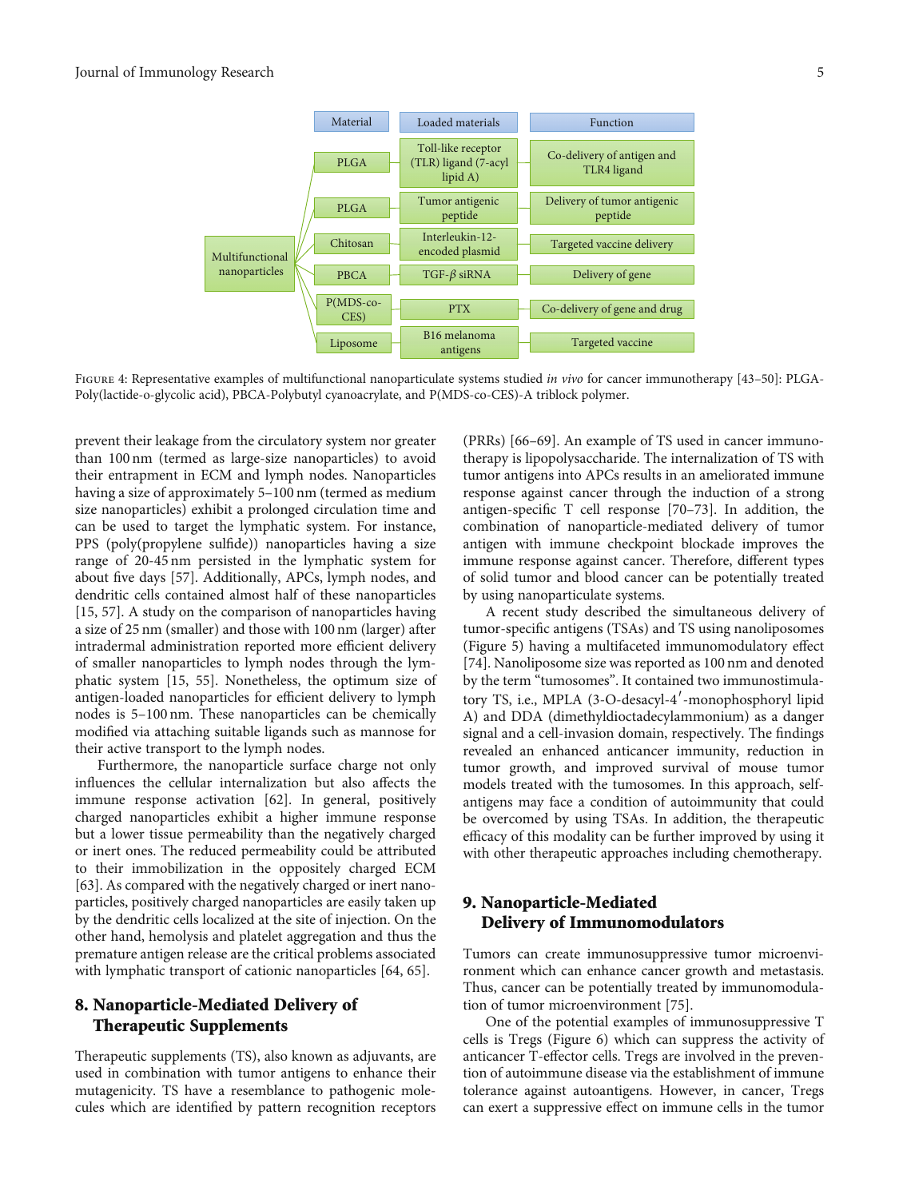| Material | Loaded materials | Function |
| --- | --- | --- |
| PLGA | Toll-like receptor (TLR) ligand (7-acyl lipid A) | Co-delivery of antigen and TLR4 ligand |
| PLGA | Tumor antigenic peptide | Delivery of tumor antigenic peptide |
| Chitosan | Interleukin-12-encoded plasmid | Targeted vaccine delivery |
| PBCA | TGF-$\beta$ siRNA | Delivery of gene |
| P(MDS-co-CES) | PTX | Co-delivery of gene and drug |
| Liposome | B16 melanoma antigens | Targeted vaccine |

Figure 4: Representative examples of multifunctional nanoparticulate systems studied *in vivo* for cancer immunotherapy [43–50]: PLGA-Poly(lactide-o-glycolic acid), PBCA-Polybutyl cyanoacrylate, and P(MDS-co-CES)-A triblock polymer.

prevent their leakage from the circulatory system nor greater than 100 nm (termed as large-size nanoparticles) to avoid their entrapment in ECM and lymph nodes. Nanoparticles having a size of approximately 5–100 nm (termed as medium size nanoparticles) exhibit a prolonged circulation time and can be used to target the lymphatic system. For instance, PPS (poly(propylene sulfide)) nanoparticles having a size range of 20-45 nm persisted in the lymphatic system for about five days [57]. Additionally, APCs, lymph nodes, and dendritic cells contained almost half of these nanoparticles [15, 57]. A study on the comparison of nanoparticles having a size of 25 nm (smaller) and those with 100 nm (larger) after intradermal administration reported more efficient delivery of smaller nanoparticles to lymph nodes through the lymphatic system [15, 55]. Nonetheless, the optimum size of antigen-loaded nanoparticles for efficient delivery to lymph nodes is 5–100 nm. These nanoparticles can be chemically modified via attaching suitable ligands such as mannose for their active transport to the lymph nodes.

Furthermore, the nanoparticle surface charge not only influences the cellular internalization but also affects the immune response activation [62]. In general, positively charged nanoparticles exhibit a higher immune response but a lower tissue permeability than the negatively charged or inert ones. The reduced permeability could be attributed to their immobilization in the oppositely charged ECM [63]. As compared with the negatively charged or inert nanoparticles, positively charged nanoparticles are easily taken up by the dendritic cells localized at the site of injection. On the other hand, hemolysis and platelet aggregation and thus the premature antigen release are the critical problems associated with lymphatic transport of cationic nanoparticles [64, 65].

## 8. Nanoparticle-Mediated Delivery of Therapeutic Supplements

Therapeutic supplements (TS), also known as adjuvants, are used in combination with tumor antigens to enhance their mutagenicity. TS have a resemblance to pathogenic molecules which are identified by pattern recognition receptors (PRRs) [66–69]. An example of TS used in cancer immunotherapy is lipopolysaccharide. The internalization of TS with tumor antigens into APCs results in an ameliorated immune response against cancer through the induction of a strong antigen-specific T cell response [70–73]. In addition, the combination of nanoparticle-mediated delivery of tumor antigen with immune checkpoint blockade improves the immune response against cancer. Therefore, different types of solid tumor and blood cancer can be potentially treated by using nanoparticulate systems.

A recent study described the simultaneous delivery of tumor-specific antigens (TSAs) and TS using nanoliposomes (Figure 5) having a multifaceted immunomodulatory effect [74]. Nanoliposome size was reported as 100 nm and denoted by the term "tumosomes". It contained two immunostimulatory TS, i.e., MPLA (3-O-desacyl-4′-monophosphoryl lipid A) and DDA (dimethyldioctadecylammonium) as a danger signal and a cell-invasion domain, respectively. The findings revealed an enhanced anticancer immunity, reduction in tumor growth, and improved survival of mouse tumor models treated with the tumosomes. In this approach, self-antigens may face a condition of autoimmunity that could be overcomed by using TSAs. In addition, the therapeutic efficacy of this modality can be further improved by using it with other therapeutic approaches including chemotherapy.

## 9. Nanoparticle-Mediated Delivery of Immunomodulators

Tumors can create immunosuppressive tumor microenvironment which can enhance cancer growth and metastasis. Thus, cancer can be potentially treated by immunomodulation of tumor microenvironment [75].

One of the potential examples of immunosuppressive T cells is Tregs (Figure 6) which can suppress the activity of anticancer T-effector cells. Tregs are involved in the prevention of autoimmune disease via the establishment of immune tolerance against autoantigens. However, in cancer, Tregs can exert a suppressive effect on immune cells in the tumor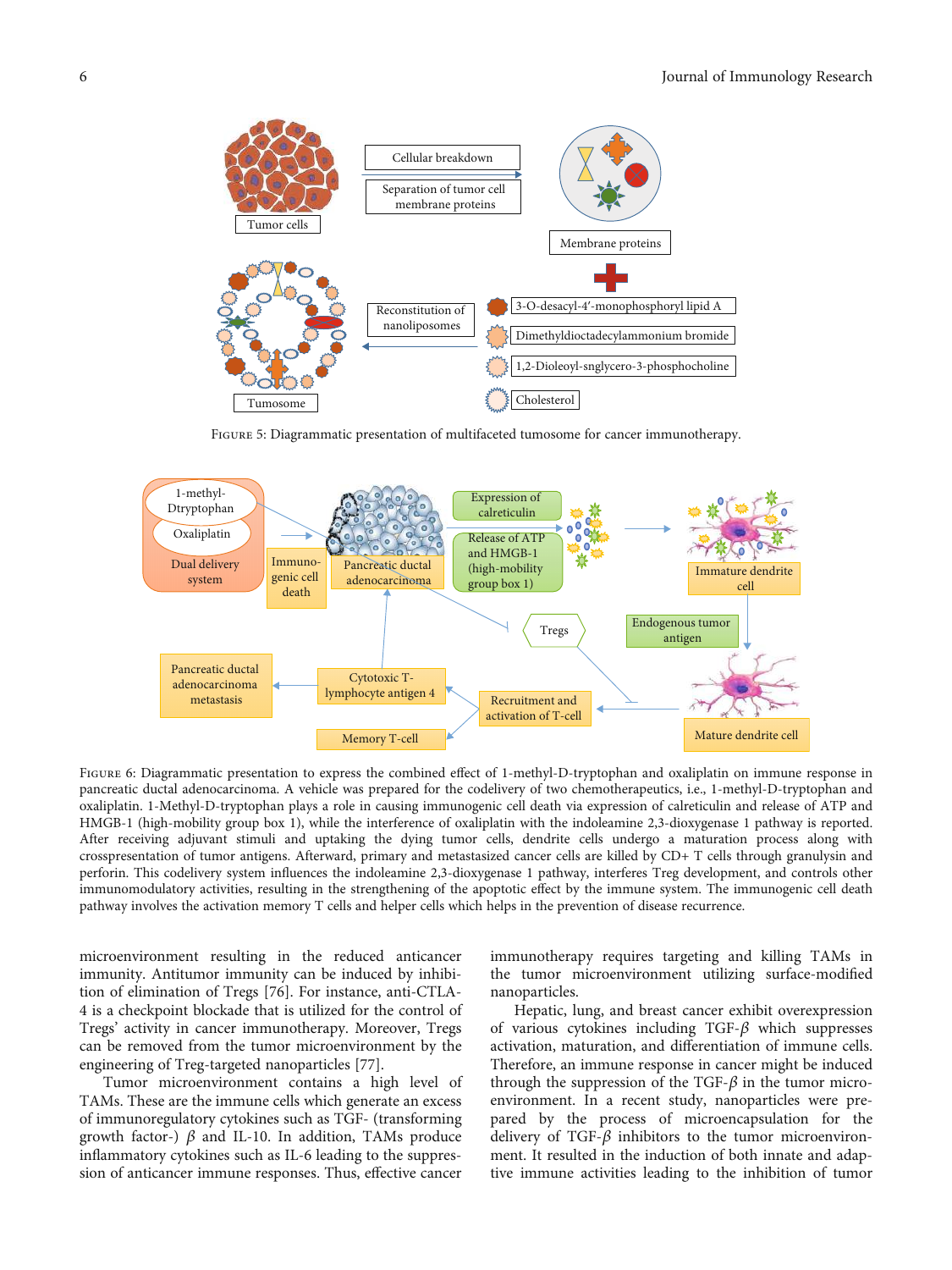Figure 5: Diagrammatic presentation of multifaceted tumosome for cancer immunotherapy.

Figure 6: Diagrammatic presentation to express the combined effect of 1-methyl-D-tryptophan and oxaliplatin on immune response in pancreatic ductal adenocarcinoma. A vehicle was prepared for the codelivery of two chemotherapeutics, i.e., 1-methyl-D-tryptophan and oxaliplatin. 1-Methyl-D-tryptophan plays a role in causing immunogenic cell death via expression of calreticulin and release of ATP and HMGB-1 (high-mobility group box 1), while the interference of oxaliplatin with the indoleamine 2,3-dioxygenase 1 pathway is reported. After receiving adjuvant stimuli and uptaking the dying tumor cells, dendrite cells undergo a maturation process along with crosspresentation of tumor antigens. Afterward, primary and metastasized cancer cells are killed by CD+ T cells through granulysin and perforin. This codelivery system influences the indoleamine 2,3-dioxygenase 1 pathway, interferes Treg development, and controls other immunomodulatory activities, resulting in the strengthening of the apoptotic effect by the immune system. The immunogenic cell death pathway involves the activation memory T cells and helper cells which helps in the prevention of disease recurrence.

microenvironment resulting in the reduced anticancer immunity. Antitumor immunity can be induced by inhibition of elimination of Tregs [76]. For instance, anti-CTLA-4 is a checkpoint blockade that is utilized for the control of Tregs' activity in cancer immunotherapy. Moreover, Tregs can be removed from the tumor microenvironment by the engineering of Treg-targeted nanoparticles [77].

Tumor microenvironment contains a high level of TAMs. These are the immune cells which generate an excess of immunoregulatory cytokines such as TGF- (transforming growth factor-) $\beta$ and IL-10. In addition, TAMs produce inflammatory cytokines such as IL-6 leading to the suppression of anticancer immune responses. Thus, effective cancer immunotherapy requires targeting and killing TAMs in the tumor microenvironment utilizing surface-modified nanoparticles.

Hepatic, lung, and breast cancer exhibit overexpression of various cytokines including TGF-$\beta$ which suppresses activation, maturation, and differentiation of immune cells. Therefore, an immune response in cancer might be induced through the suppression of the TGF-$\beta$ in the tumor microenvironment. In a recent study, nanoparticles were prepared by the process of microencapsulation for the delivery of TGF-$\beta$ inhibitors to the tumor microenvironment. It resulted in the induction of both innate and adaptive immune activities leading to the inhibition of tumor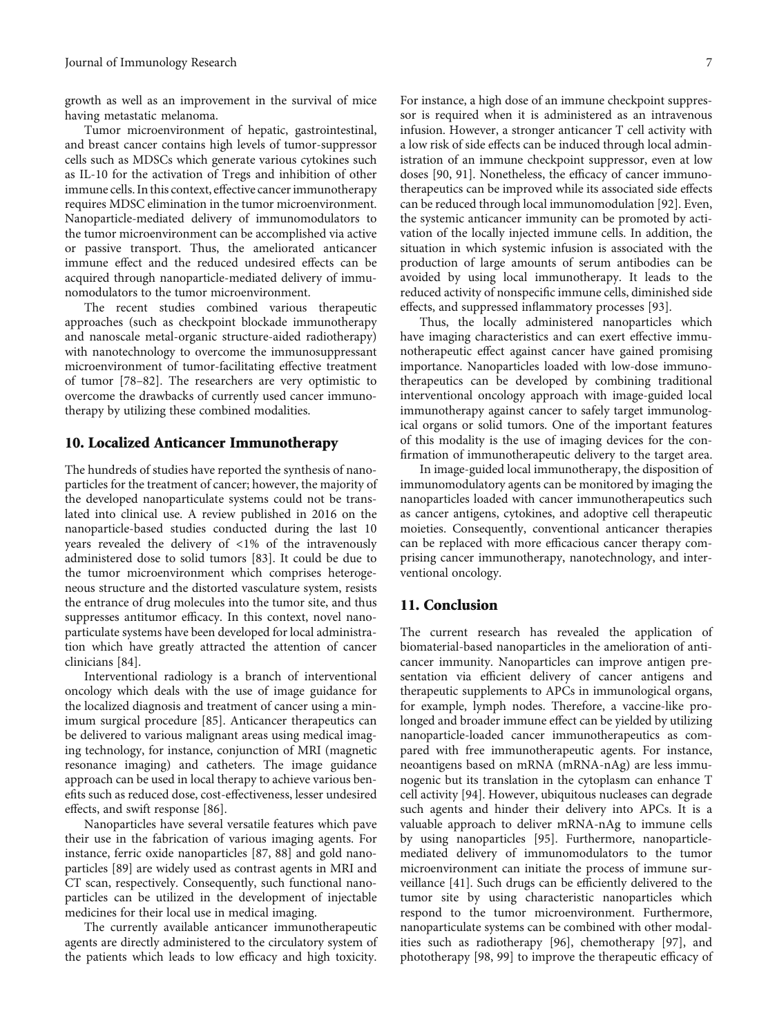growth as well as an improvement in the survival of mice having metastatic melanoma.

Tumor microenvironment of hepatic, gastrointestinal, and breast cancer contains high levels of tumor-suppressor cells such as MDSCs which generate various cytokines such as IL-10 for the activation of Tregs and inhibition of other immune cells. In this context, effective cancer immunotherapy requires MDSC elimination in the tumor microenvironment. Nanoparticle-mediated delivery of immunomodulators to the tumor microenvironment can be accomplished via active or passive transport. Thus, the ameliorated anticancer immune effect and the reduced undesired effects can be acquired through nanoparticle-mediated delivery of immunomodulators to the tumor microenvironment.

The recent studies combined various therapeutic approaches (such as checkpoint blockade immunotherapy and nanoscale metal-organic structure-aided radiotherapy) with nanotechnology to overcome the immunosuppressant microenvironment of tumor-facilitating effective treatment of tumor [78–82]. The researchers are very optimistic to overcome the drawbacks of currently used cancer immunotherapy by utilizing these combined modalities.

## 10. Localized Anticancer Immunotherapy

The hundreds of studies have reported the synthesis of nanoparticles for the treatment of cancer; however, the majority of the developed nanoparticulate systems could not be translated into clinical use. A review published in 2016 on the nanoparticle-based studies conducted during the last 10 years revealed the delivery of <1% of the intravenously administered dose to solid tumors [83]. It could be due to the tumor microenvironment which comprises heterogeneous structure and the distorted vasculature system, resists the entrance of drug molecules into the tumor site, and thus suppresses antitumor efficacy. In this context, novel nanoparticulate systems have been developed for local administration which have greatly attracted the attention of cancer clinicians [84].

Interventional radiology is a branch of interventional oncology which deals with the use of image guidance for the localized diagnosis and treatment of cancer using a minimum surgical procedure [85]. Anticancer therapeutics can be delivered to various malignant areas using medical imaging technology, for instance, conjunction of MRI (magnetic resonance imaging) and catheters. The image guidance approach can be used in local therapy to achieve various benefits such as reduced dose, cost-effectiveness, lesser undesired effects, and swift response [86].

Nanoparticles have several versatile features which pave their use in the fabrication of various imaging agents. For instance, ferric oxide nanoparticles [87, 88] and gold nanoparticles [89] are widely used as contrast agents in MRI and CT scan, respectively. Consequently, such functional nanoparticles can be utilized in the development of injectable medicines for their local use in medical imaging.

The currently available anticancer immunotherapeutic agents are directly administered to the circulatory system of the patients which leads to low efficacy and high toxicity. For instance, a high dose of an immune checkpoint suppressor is required when it is administered as an intravenous infusion. However, a stronger anticancer T cell activity with a low risk of side effects can be induced through local administration of an immune checkpoint suppressor, even at low doses [90, 91]. Nonetheless, the efficacy of cancer immunotherapeutics can be improved while its associated side effects can be reduced through local immunomodulation [92]. Even, the systemic anticancer immunity can be promoted by activation of the locally injected immune cells. In addition, the situation in which systemic infusion is associated with the production of large amounts of serum antibodies can be avoided by using local immunotherapy. It leads to the reduced activity of nonspecific immune cells, diminished side effects, and suppressed inflammatory processes [93].

Thus, the locally administered nanoparticles which have imaging characteristics and can exert effective immunotherapeutic effect against cancer have gained promising importance. Nanoparticles loaded with low-dose immunotherapeutics can be developed by combining traditional interventional oncology approach with image-guided local immunotherapy against cancer to safely target immunological organs or solid tumors. One of the important features of this modality is the use of imaging devices for the confirmation of immunotherapeutic delivery to the target area.

In image-guided local immunotherapy, the disposition of immunomodulatory agents can be monitored by imaging the nanoparticles loaded with cancer immunotherapeutics such as cancer antigens, cytokines, and adoptive cell therapeutic moieties. Consequently, conventional anticancer therapies can be replaced with more efficacious cancer therapy comprising cancer immunotherapy, nanotechnology, and interventional oncology.

## 11. Conclusion

The current research has revealed the application of biomaterial-based nanoparticles in the amelioration of anticancer immunity. Nanoparticles can improve antigen presentation via efficient delivery of cancer antigens and therapeutic supplements to APCs in immunological organs, for example, lymph nodes. Therefore, a vaccine-like prolonged and broader immune effect can be yielded by utilizing nanoparticle-loaded cancer immunotherapeutics as compared with free immunotherapeutic agents. For instance, neoantigens based on mRNA (mRNA-nAg) are less immunogenic but its translation in the cytoplasm can enhance T cell activity [94]. However, ubiquitous nucleases can degrade such agents and hinder their delivery into APCs. It is a valuable approach to deliver mRNA-nAg to immune cells by using nanoparticles [95]. Furthermore, nanoparticle-mediated delivery of immunomodulators to the tumor microenvironment can initiate the process of immune surveillance [41]. Such drugs can be efficiently delivered to the tumor site by using characteristic nanoparticles which respond to the tumor microenvironment. Furthermore, nanoparticulate systems can be combined with other modalities such as radiotherapy [96], chemotherapy [97], and phototherapy [98, 99] to improve the therapeutic efficacy of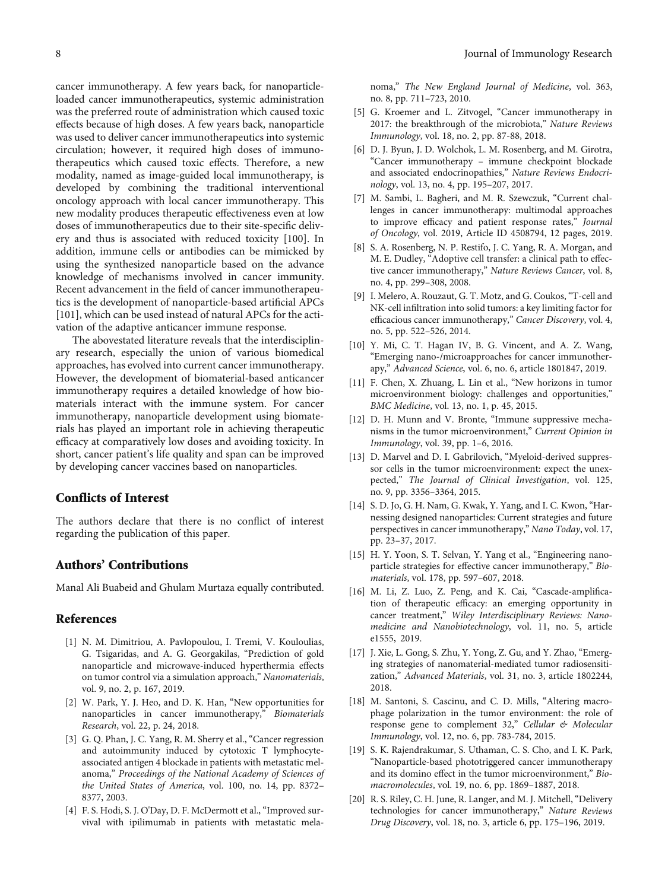cancer immunotherapy. A few years back, for nanoparticle-loaded cancer immunotherapeutics, systemic administration was the preferred route of administration which caused toxic effects because of high doses. A few years back, nanoparticle was used to deliver cancer immunotherapeutics into systemic circulation; however, it required high doses of immunotherapeutics which caused toxic effects. Therefore, a new modality, named as image-guided local immunotherapy, is developed by combining the traditional interventional oncology approach with local cancer immunotherapy. This new modality produces therapeutic effectiveness even at low doses of immunotherapeutics due to their site-specific delivery and thus is associated with reduced toxicity [100]. In addition, immune cells or antibodies can be mimicked by using the synthesized nanoparticle based on the advance knowledge of mechanisms involved in cancer immunity. Recent advancement in the field of cancer immunotherapeutics is the development of nanoparticle-based artificial APCs [101], which can be used instead of natural APCs for the activation of the adaptive anticancer immune response.

The abovestated literature reveals that the interdisciplinary research, especially the union of various biomedical approaches, has evolved into current cancer immunotherapy. However, the development of biomaterial-based anticancer immunotherapy requires a detailed knowledge of how biomaterials interact with the immune system. For cancer immunotherapy, nanoparticle development using biomaterials has played an important role in achieving therapeutic efficacy at comparatively low doses and avoiding toxicity. In short, cancer patient's life quality and span can be improved by developing cancer vaccines based on nanoparticles.

## Conflicts of Interest

The authors declare that there is no conflict of interest regarding the publication of this paper.

## Authors' Contributions

Manal Ali Buabeid and Ghulam Murtaza equally contributed.

## References

[1] N. M. Dimitriou, A. Pavlopoulou, I. Tremi, V. Kouloulias, G. Tsigaridas, and A. G. Georgakilas, "Prediction of gold nanoparticle and microwave-induced hyperthermia effects on tumor control via a simulation approach," *Nanomaterials*, vol. 9, no. 2, p. 167, 2019.

[2] W. Park, Y. J. Heo, and D. K. Han, "New opportunities for nanoparticles in cancer immunotherapy," *Biomaterials Research*, vol. 22, p. 24, 2018.

[3] G. Q. Phan, J. C. Yang, R. M. Sherry et al., "Cancer regression and autoimmunity induced by cytotoxic T lymphocyte-associated antigen 4 blockade in patients with metastatic melanoma," *Proceedings of the National Academy of Sciences of the United States of America*, vol. 100, no. 14, pp. 8372–8377, 2003.

[4] F. S. Hodi, S. J. O'Day, D. F. McDermott et al., "Improved survival with ipilimumab in patients with metastatic melanoma," *The New England Journal of Medicine*, vol. 363, no. 8, pp. 711–723, 2010.

[5] G. Kroemer and L. Zitvogel, "Cancer immunotherapy in 2017: the breakthrough of the microbiota," *Nature Reviews Immunology*, vol. 18, no. 2, pp. 87-88, 2018.

[6] D. J. Byun, J. D. Wolchok, L. M. Rosenberg, and M. Girotra, "Cancer immunotherapy – immune checkpoint blockade and associated endocrinopathies," *Nature Reviews Endocrinology*, vol. 13, no. 4, pp. 195–207, 2017.

[7] M. Sambi, L. Bagheri, and M. R. Szewczuk, "Current challenges in cancer immunotherapy: multimodal approaches to improve efficacy and patient response rates," *Journal of Oncology*, vol. 2019, Article ID 4508794, 12 pages, 2019.

[8] S. A. Rosenberg, N. P. Restifo, J. C. Yang, R. A. Morgan, and M. E. Dudley, "Adoptive cell transfer: a clinical path to effective cancer immunotherapy," *Nature Reviews Cancer*, vol. 8, no. 4, pp. 299–308, 2008.

[9] I. Melero, A. Rouzaut, G. T. Motz, and G. Coukos, "T-cell and NK-cell infiltration into solid tumors: a key limiting factor for efficacious cancer immunotherapy," *Cancer Discovery*, vol. 4, no. 5, pp. 522–526, 2014.

[10] Y. Mi, C. T. Hagan IV, B. G. Vincent, and A. Z. Wang, "Emerging nano-/microapproaches for cancer immunotherapy," *Advanced Science*, vol. 6, no. 6, article 1801847, 2019.

[11] F. Chen, X. Zhuang, L. Lin et al., "New horizons in tumor microenvironment biology: challenges and opportunities," *BMC Medicine*, vol. 13, no. 1, p. 45, 2015.

[12] D. H. Munn and V. Bronte, "Immune suppressive mechanisms in the tumor microenvironment," *Current Opinion in Immunology*, vol. 39, pp. 1–6, 2016.

[13] D. Marvel and D. I. Gabrilovich, "Myeloid-derived suppressor cells in the tumor microenvironment: expect the unexpected," *The Journal of Clinical Investigation*, vol. 125, no. 9, pp. 3356–3364, 2015.

[14] S. D. Jo, G. H. Nam, G. Kwak, Y. Yang, and I. C. Kwon, "Harnessing designed nanoparticles: Current strategies and future perspectives in cancer immunotherapy," *Nano Today*, vol. 17, pp. 23–37, 2017.

[15] H. Y. Yoon, S. T. Selvan, Y. Yang et al., "Engineering nanoparticle strategies for effective cancer immunotherapy," *Biomaterials*, vol. 178, pp. 597–607, 2018.

[16] M. Li, Z. Luo, Z. Peng, and K. Cai, "Cascade-amplification of therapeutic efficacy: an emerging opportunity in cancer treatment," *Wiley Interdisciplinary Reviews: Nanomedicine and Nanobiotechnology*, vol. 11, no. 5, article e1555, 2019.

[17] J. Xie, L. Gong, S. Zhu, Y. Yong, Z. Gu, and Y. Zhao, "Emerging strategies of nanomaterial-mediated tumor radiosensitization," *Advanced Materials*, vol. 31, no. 3, article 1802244, 2018.

[18] M. Santoni, S. Cascinu, and C. D. Mills, "Altering macrophage polarization in the tumor environment: the role of response gene to complement 32," *Cellular & Molecular Immunology*, vol. 12, no. 6, pp. 783-784, 2015.

[19] S. K. Rajendrakumar, S. Uthaman, C. S. Cho, and I. K. Park, "Nanoparticle-based phototriggered cancer immunotherapy and its domino effect in the tumor microenvironment," *Biomacromolecules*, vol. 19, no. 6, pp. 1869–1887, 2018.

[20] R. S. Riley, C. H. June, R. Langer, and M. J. Mitchell, "Delivery technologies for cancer immunotherapy," *Nature Reviews Drug Discovery*, vol. 18, no. 3, article 6, pp. 175–196, 2019.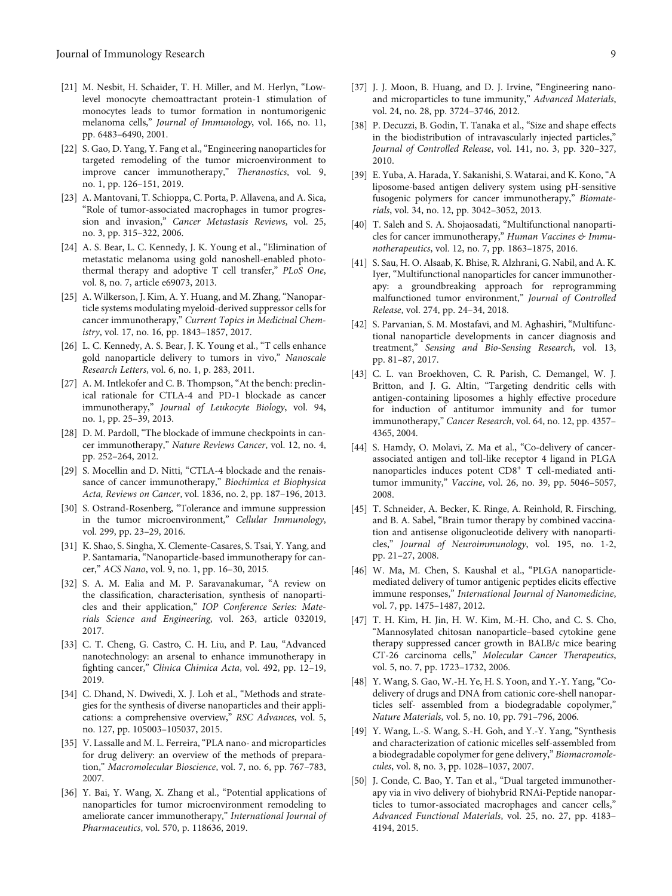[21] M. Nesbit, H. Schaider, T. H. Miller, and M. Herlyn, "Low-level monocyte chemoattractant protein-1 stimulation of monocytes leads to tumor formation in nontumorigenic melanoma cells," *Journal of Immunology*, vol. 166, no. 11, pp. 6483–6490, 2001.

[22] S. Gao, D. Yang, Y. Fang et al., "Engineering nanoparticles for targeted remodeling of the tumor microenvironment to improve cancer immunotherapy," *Theranostics*, vol. 9, no. 1, pp. 126–151, 2019.

[23] A. Mantovani, T. Schioppa, C. Porta, P. Allavena, and A. Sica, "Role of tumor-associated macrophages in tumor progression and invasion," *Cancer Metastasis Reviews*, vol. 25, no. 3, pp. 315–322, 2006.

[24] A. S. Bear, L. C. Kennedy, J. K. Young et al., "Elimination of metastatic melanoma using gold nanoshell-enabled photothermal therapy and adoptive T cell transfer," *PLoS One*, vol. 8, no. 7, article e69073, 2013.

[25] A. Wilkerson, J. Kim, A. Y. Huang, and M. Zhang, "Nanoparticle systems modulating myeloid-derived suppressor cells for cancer immunotherapy," *Current Topics in Medicinal Chemistry*, vol. 17, no. 16, pp. 1843–1857, 2017.

[26] L. C. Kennedy, A. S. Bear, J. K. Young et al., "T cells enhance gold nanoparticle delivery to tumors in vivo," *Nanoscale Research Letters*, vol. 6, no. 1, p. 283, 2011.

[27] A. M. Intlekofer and C. B. Thompson, "At the bench: preclinical rationale for CTLA-4 and PD-1 blockade as cancer immunotherapy," *Journal of Leukocyte Biology*, vol. 94, no. 1, pp. 25–39, 2013.

[28] D. M. Pardoll, "The blockade of immune checkpoints in cancer immunotherapy," *Nature Reviews Cancer*, vol. 12, no. 4, pp. 252–264, 2012.

[29] S. Mocellin and D. Nitti, "CTLA-4 blockade and the renaissance of cancer immunotherapy," *Biochimica et Biophysica Acta, Reviews on Cancer*, vol. 1836, no. 2, pp. 187–196, 2013.

[30] S. Ostrand-Rosenberg, "Tolerance and immune suppression in the tumor microenvironment," *Cellular Immunology*, vol. 299, pp. 23–29, 2016.

[31] K. Shao, S. Singha, X. Clemente-Casares, S. Tsai, Y. Yang, and P. Santamaria, "Nanoparticle-based immunotherapy for cancer," *ACS Nano*, vol. 9, no. 1, pp. 16–30, 2015.

[32] S. A. M. Ealia and M. P. Saravanakumar, "A review on the classification, characterisation, synthesis of nanoparticles and their application," *IOP Conference Series: Materials Science and Engineering*, vol. 263, article 032019, 2017.

[33] C. T. Cheng, G. Castro, C. H. Liu, and P. Lau, "Advanced nanotechnology: an arsenal to enhance immunotherapy in fighting cancer," *Clinica Chimica Acta*, vol. 492, pp. 12–19, 2019.

[34] C. Dhand, N. Dwivedi, X. J. Loh et al., "Methods and strategies for the synthesis of diverse nanoparticles and their applications: a comprehensive overview," *RSC Advances*, vol. 5, no. 127, pp. 105003–105037, 2015.

[35] V. Lassalle and M. L. Ferreira, "PLA nano- and microparticles for drug delivery: an overview of the methods of preparation," *Macromolecular Bioscience*, vol. 7, no. 6, pp. 767–783, 2007.

[36] Y. Bai, Y. Wang, X. Zhang et al., "Potential applications of nanoparticles for tumor microenvironment remodeling to ameliorate cancer immunotherapy," *International Journal of Pharmaceutics*, vol. 570, p. 118636, 2019.

[37] J. J. Moon, B. Huang, and D. J. Irvine, "Engineering nano- and microparticles to tune immunity," *Advanced Materials*, vol. 24, no. 28, pp. 3724–3746, 2012.

[38] P. Decuzzi, B. Godin, T. Tanaka et al., "Size and shape effects in the biodistribution of intravascularly injected particles," *Journal of Controlled Release*, vol. 141, no. 3, pp. 320–327, 2010.

[39] E. Yuba, A. Harada, Y. Sakanishi, S. Watarai, and K. Kono, "A liposome-based antigen delivery system using pH-sensitive fusogenic polymers for cancer immunotherapy," *Biomaterials*, vol. 34, no. 12, pp. 3042–3052, 2013.

[40] T. Saleh and S. A. Shojaosadati, "Multifunctional nanoparticles for cancer immunotherapy," *Human Vaccines & Immunotherapeutics*, vol. 12, no. 7, pp. 1863–1875, 2016.

[41] S. Sau, H. O. Alsaab, K. Bhise, R. Alzhrani, G. Nabil, and A. K. Iyer, "Multifunctional nanoparticles for cancer immunotherapy: a groundbreaking approach for reprogramming malfunctioned tumor environment," *Journal of Controlled Release*, vol. 274, pp. 24–34, 2018.

[42] S. Parvanian, S. M. Mostafavi, and M. Aghashiri, "Multifunctional nanoparticle developments in cancer diagnosis and treatment," *Sensing and Bio-Sensing Research*, vol. 13, pp. 81–87, 2017.

[43] C. L. van Broekhoven, C. R. Parish, C. Demangel, W. J. Britton, and J. G. Altin, "Targeting dendritic cells with antigen-containing liposomes a highly effective procedure for induction of antitumor immunity and for tumor immunotherapy," *Cancer Research*, vol. 64, no. 12, pp. 4357–4365, 2004.

[44] S. Hamdy, O. Molavi, Z. Ma et al., "Co-delivery of cancer-associated antigen and toll-like receptor 4 ligand in PLGA nanoparticles induces potent $CD8^+$ T cell-mediated antitumor immunity," *Vaccine*, vol. 26, no. 39, pp. 5046–5057, 2008.

[45] T. Schneider, A. Becker, K. Ringe, A. Reinhold, R. Firsching, and B. A. Sabel, "Brain tumor therapy by combined vaccination and antisense oligonucleotide delivery with nanoparticles," *Journal of Neuroimmunology*, vol. 195, no. 1-2, pp. 21–27, 2008.

[46] W. Ma, M. Chen, S. Kaushal et al., "PLGA nanoparticle-mediated delivery of tumor antigenic peptides elicits effective immune responses," *International Journal of Nanomedicine*, vol. 7, pp. 1475–1487, 2012.

[47] T. H. Kim, H. Jin, H. W. Kim, M.-H. Cho, and C. S. Cho, "Mannosylated chitosan nanoparticle–based cytokine gene therapy suppressed cancer growth in BALB/c mice bearing CT-26 carcinoma cells," *Molecular Cancer Therapeutics*, vol. 5, no. 7, pp. 1723–1732, 2006.

[48] Y. Wang, S. Gao, W.-H. Ye, H. S. Yoon, and Y.-Y. Yang, "Co-delivery of drugs and DNA from cationic core-shell nanoparticles self- assembled from a biodegradable copolymer," *Nature Materials*, vol. 5, no. 10, pp. 791–796, 2006.

[49] Y. Wang, L.-S. Wang, S.-H. Goh, and Y.-Y. Yang, "Synthesis and characterization of cationic micelles self-assembled from a biodegradable copolymer for gene delivery," *Biomacromolecules*, vol. 8, no. 3, pp. 1028–1037, 2007.

[50] J. Conde, C. Bao, Y. Tan et al., "Dual targeted immunotherapy via in vivo delivery of biohybrid RNAi-Peptide nanoparticles to tumor-associated macrophages and cancer cells," *Advanced Functional Materials*, vol. 25, no. 27, pp. 4183–4194, 2015.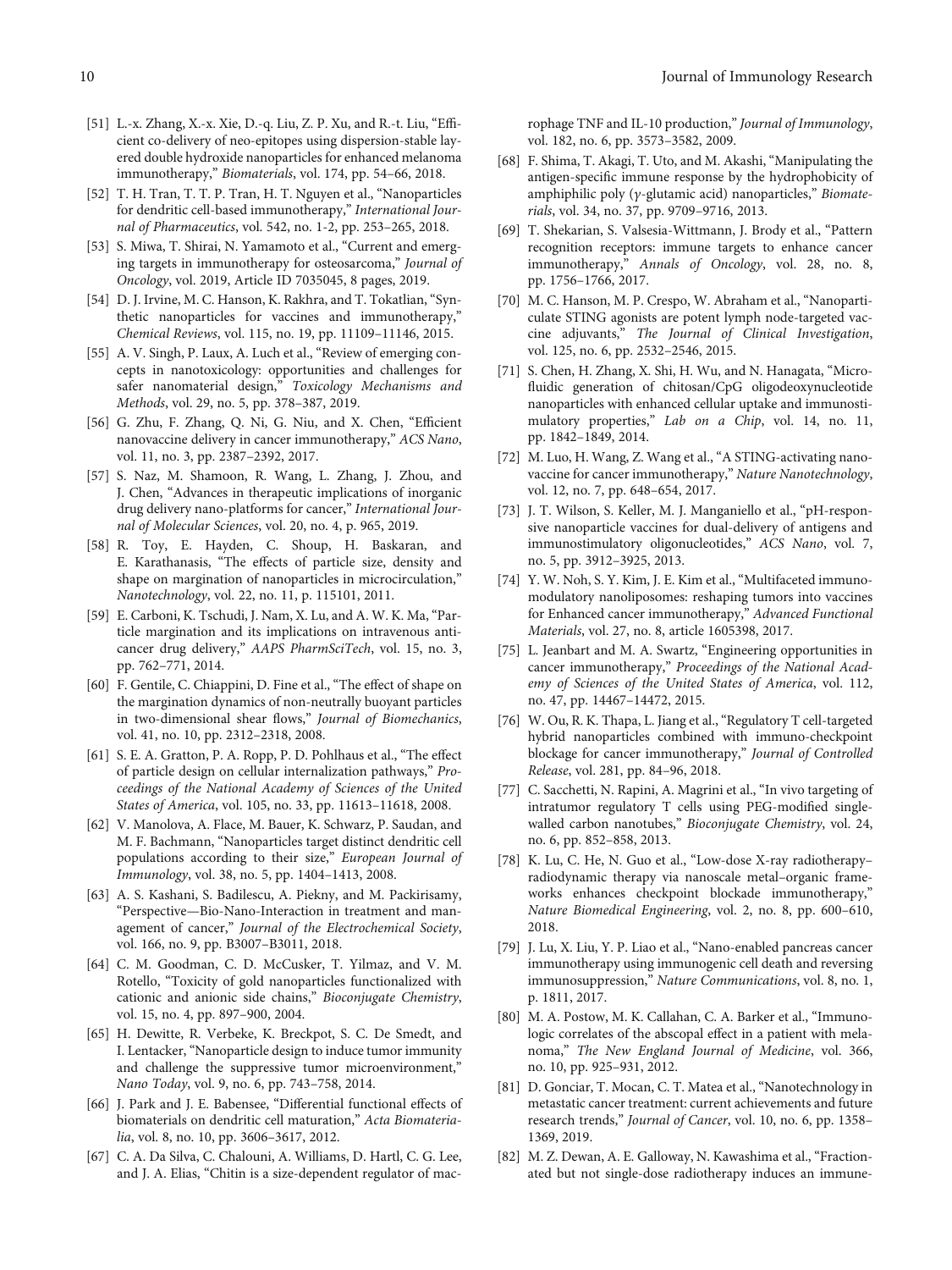[51] L.-x. Zhang, X.-x. Xie, D.-q. Liu, Z. P. Xu, and R.-t. Liu, "Efficient co-delivery of neo-epitopes using dispersion-stable layered double hydroxide nanoparticles for enhanced melanoma immunotherapy," *Biomaterials*, vol. 174, pp. 54–66, 2018.

[52] T. H. Tran, T. T. P. Tran, H. T. Nguyen et al., "Nanoparticles for dendritic cell-based immunotherapy," *International Journal of Pharmaceutics*, vol. 542, no. 1-2, pp. 253–265, 2018.

[53] S. Miwa, T. Shirai, N. Yamamoto et al., "Current and emerging targets in immunotherapy for osteosarcoma," *Journal of Oncology*, vol. 2019, Article ID 7035045, 8 pages, 2019.

[54] D. J. Irvine, M. C. Hanson, K. Rakhra, and T. Tokatlian, "Synthetic nanoparticles for vaccines and immunotherapy," *Chemical Reviews*, vol. 115, no. 19, pp. 11109–11146, 2015.

[55] A. V. Singh, P. Laux, A. Luch et al., "Review of emerging concepts in nanotoxicology: opportunities and challenges for safer nanomaterial design," *Toxicology Mechanisms and Methods*, vol. 29, no. 5, pp. 378–387, 2019.

[56] G. Zhu, F. Zhang, Q. Ni, G. Niu, and X. Chen, "Efficient nanovaccine delivery in cancer immunotherapy," *ACS Nano*, vol. 11, no. 3, pp. 2387–2392, 2017.

[57] S. Naz, M. Shamoon, R. Wang, L. Zhang, J. Zhou, and J. Chen, "Advances in therapeutic implications of inorganic drug delivery nano-platforms for cancer," *International Journal of Molecular Sciences*, vol. 20, no. 4, p. 965, 2019.

[58] R. Toy, E. Hayden, C. Shoup, H. Baskaran, and E. Karathanasis, "The effects of particle size, density and shape on margination of nanoparticles in microcirculation," *Nanotechnology*, vol. 22, no. 11, p. 115101, 2011.

[59] E. Carboni, K. Tschudi, J. Nam, X. Lu, and A. W. K. Ma, "Particle margination and its implications on intravenous anticancer drug delivery," *AAPS PharmSciTech*, vol. 15, no. 3, pp. 762–771, 2014.

[60] F. Gentile, C. Chiappini, D. Fine et al., "The effect of shape on the margination dynamics of non-neutrally buoyant particles in two-dimensional shear flows," *Journal of Biomechanics*, vol. 41, no. 10, pp. 2312–2318, 2008.

[61] S. E. A. Gratton, P. A. Ropp, P. D. Pohlhaus et al., "The effect of particle design on cellular internalization pathways," *Proceedings of the National Academy of Sciences of the United States of America*, vol. 105, no. 33, pp. 11613–11618, 2008.

[62] V. Manolova, A. Flace, M. Bauer, K. Schwarz, P. Saudan, and M. F. Bachmann, "Nanoparticles target distinct dendritic cell populations according to their size," *European Journal of Immunology*, vol. 38, no. 5, pp. 1404–1413, 2008.

[63] A. S. Kashani, S. Badilescu, A. Piekny, and M. Packirisamy, "Perspective—Bio-Nano-Interaction in treatment and management of cancer," *Journal of the Electrochemical Society*, vol. 166, no. 9, pp. B3007–B3011, 2018.

[64] C. M. Goodman, C. D. McCusker, T. Yilmaz, and V. M. Rotello, "Toxicity of gold nanoparticles functionalized with cationic and anionic side chains," *Bioconjugate Chemistry*, vol. 15, no. 4, pp. 897–900, 2004.

[65] H. Dewitte, R. Verbeke, K. Breckpot, S. C. De Smedt, and I. Lentacker, "Nanoparticle design to induce tumor immunity and challenge the suppressive tumor microenvironment," *Nano Today*, vol. 9, no. 6, pp. 743–758, 2014.

[66] J. Park and J. E. Babensee, "Differential functional effects of biomaterials on dendritic cell maturation," *Acta Biomaterialia*, vol. 8, no. 10, pp. 3606–3617, 2012.

[67] C. A. Da Silva, C. Chalouni, A. Williams, D. Hartl, C. G. Lee, and J. A. Elias, "Chitin is a size-dependent regulator of macrophage TNF and IL-10 production," *Journal of Immunology*, vol. 182, no. 6, pp. 3573–3582, 2009.

[68] F. Shima, T. Akagi, T. Uto, and M. Akashi, "Manipulating the antigen-specific immune response by the hydrophobicity of amphiphilic poly ($\gamma$-glutamic acid) nanoparticles," *Biomaterials*, vol. 34, no. 37, pp. 9709–9716, 2013.

[69] T. Shekarian, S. Valsesia-Wittmann, J. Brody et al., "Pattern recognition receptors: immune targets to enhance cancer immunotherapy," *Annals of Oncology*, vol. 28, no. 8, pp. 1756–1766, 2017.

[70] M. C. Hanson, M. P. Crespo, W. Abraham et al., "Nanoparticulate STING agonists are potent lymph node-targeted vaccine adjuvants," *The Journal of Clinical Investigation*, vol. 125, no. 6, pp. 2532–2546, 2015.

[71] S. Chen, H. Zhang, X. Shi, H. Wu, and N. Hanagata, "Microfluidic generation of chitosan/CpG oligodeoxynucleotide nanoparticles with enhanced cellular uptake and immunostimulatory properties," *Lab on a Chip*, vol. 14, no. 11, pp. 1842–1849, 2014.

[72] M. Luo, H. Wang, Z. Wang et al., "A STING-activating nanovaccine for cancer immunotherapy," *Nature Nanotechnology*, vol. 12, no. 7, pp. 648–654, 2017.

[73] J. T. Wilson, S. Keller, M. J. Manganiello et al., "pH-responsive nanoparticle vaccines for dual-delivery of antigens and immunostimulatory oligonucleotides," *ACS Nano*, vol. 7, no. 5, pp. 3912–3925, 2013.

[74] Y. W. Noh, S. Y. Kim, J. E. Kim et al., "Multifaceted immunomodulatory nanoliposomes: reshaping tumors into vaccines for Enhanced cancer immunotherapy," *Advanced Functional Materials*, vol. 27, no. 8, article 1605398, 2017.

[75] L. Jeanbart and M. A. Swartz, "Engineering opportunities in cancer immunotherapy," *Proceedings of the National Academy of Sciences of the United States of America*, vol. 112, no. 47, pp. 14467–14472, 2015.

[76] W. Ou, R. K. Thapa, L. Jiang et al., "Regulatory T cell-targeted hybrid nanoparticles combined with immuno-checkpoint blockage for cancer immunotherapy," *Journal of Controlled Release*, vol. 281, pp. 84–96, 2018.

[77] C. Sacchetti, N. Rapini, A. Magrini et al., "In vivo targeting of intratumor regulatory T cells using PEG-modified single-walled carbon nanotubes," *Bioconjugate Chemistry*, vol. 24, no. 6, pp. 852–858, 2013.

[78] K. Lu, C. He, N. Guo et al., "Low-dose X-ray radiotherapy–radiodynamic therapy via nanoscale metal–organic frameworks enhances checkpoint blockade immunotherapy," *Nature Biomedical Engineering*, vol. 2, no. 8, pp. 600–610, 2018.

[79] J. Lu, X. Liu, Y. P. Liao et al., "Nano-enabled pancreas cancer immunotherapy using immunogenic cell death and reversing immunosuppression," *Nature Communications*, vol. 8, no. 1, p. 1811, 2017.

[80] M. A. Postow, M. K. Callahan, C. A. Barker et al., "Immunologic correlates of the abscopal effect in a patient with melanoma," *The New England Journal of Medicine*, vol. 366, no. 10, pp. 925–931, 2012.

[81] D. Gonciar, T. Mocan, C. T. Matea et al., "Nanotechnology in metastatic cancer treatment: current achievements and future research trends," *Journal of Cancer*, vol. 10, no. 6, pp. 1358–1369, 2019.

[82] M. Z. Dewan, A. E. Galloway, N. Kawashima et al., "Fractionated but not single-dose radiotherapy induces an immune-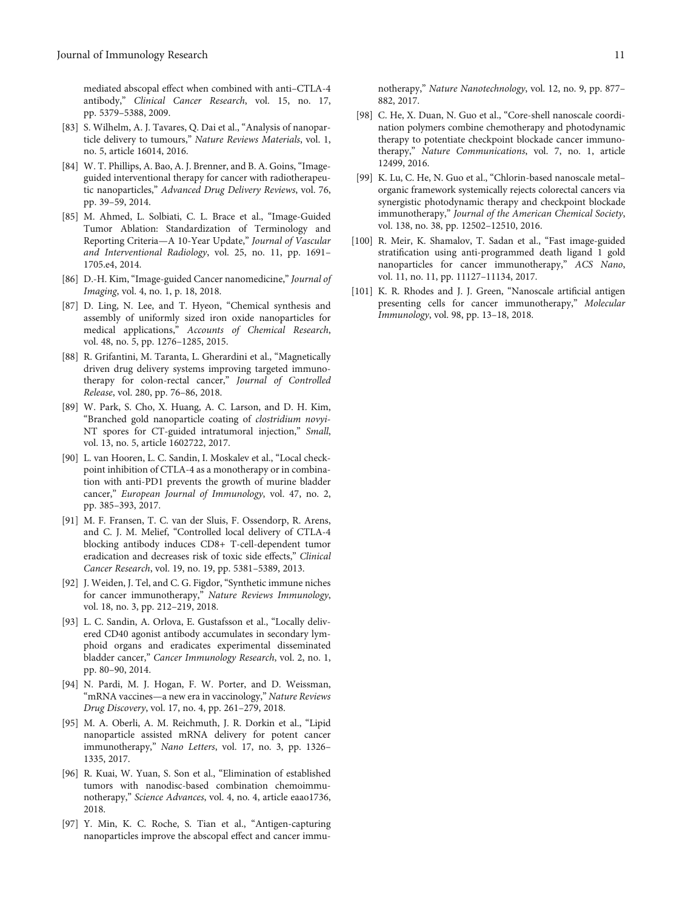mediated abscopal effect when combined with anti–CTLA-4 antibody," *Clinical Cancer Research*, vol. 15, no. 17, pp. 5379–5388, 2009.

[83] S. Wilhelm, A. J. Tavares, Q. Dai et al., "Analysis of nanoparticle delivery to tumours," *Nature Reviews Materials*, vol. 1, no. 5, article 16014, 2016.

[84] W. T. Phillips, A. Bao, A. J. Brenner, and B. A. Goins, "Image-guided interventional therapy for cancer with radiotherapeutic nanoparticles," *Advanced Drug Delivery Reviews*, vol. 76, pp. 39–59, 2014.

[85] M. Ahmed, L. Solbiati, C. L. Brace et al., "Image-Guided Tumor Ablation: Standardization of Terminology and Reporting Criteria—A 10-Year Update," *Journal of Vascular and Interventional Radiology*, vol. 25, no. 11, pp. 1691–1705.e4, 2014.

[86] D.-H. Kim, "Image-guided Cancer nanomedicine," *Journal of Imaging*, vol. 4, no. 1, p. 18, 2018.

[87] D. Ling, N. Lee, and T. Hyeon, "Chemical synthesis and assembly of uniformly sized iron oxide nanoparticles for medical applications," *Accounts of Chemical Research*, vol. 48, no. 5, pp. 1276–1285, 2015.

[88] R. Grifantini, M. Taranta, L. Gherardini et al., "Magnetically driven drug delivery systems improving targeted immunotherapy for colon-rectal cancer," *Journal of Controlled Release*, vol. 280, pp. 76–86, 2018.

[89] W. Park, S. Cho, X. Huang, A. C. Larson, and D. H. Kim, "Branched gold nanoparticle coating of *clostridium novyi*-NT spores for CT-guided intratumoral injection," *Small*, vol. 13, no. 5, article 1602722, 2017.

[90] L. van Hooren, L. C. Sandin, I. Moskalev et al., "Local checkpoint inhibition of CTLA-4 as a monotherapy or in combination with anti-PD1 prevents the growth of murine bladder cancer," *European Journal of Immunology*, vol. 47, no. 2, pp. 385–393, 2017.

[91] M. F. Fransen, T. C. van der Sluis, F. Ossendorp, R. Arens, and C. J. M. Melief, "Controlled local delivery of CTLA-4 blocking antibody induces CD8+ T-cell-dependent tumor eradication and decreases risk of toxic side effects," *Clinical Cancer Research*, vol. 19, no. 19, pp. 5381–5389, 2013.

[92] J. Weiden, J. Tel, and C. G. Figdor, "Synthetic immune niches for cancer immunotherapy," *Nature Reviews Immunology*, vol. 18, no. 3, pp. 212–219, 2018.

[93] L. C. Sandin, A. Orlova, E. Gustafsson et al., "Locally delivered CD40 agonist antibody accumulates in secondary lymphoid organs and eradicates experimental disseminated bladder cancer," *Cancer Immunology Research*, vol. 2, no. 1, pp. 80–90, 2014.

[94] N. Pardi, M. J. Hogan, F. W. Porter, and D. Weissman, "mRNA vaccines—a new era in vaccinology," *Nature Reviews Drug Discovery*, vol. 17, no. 4, pp. 261–279, 2018.

[95] M. A. Oberli, A. M. Reichmuth, J. R. Dorkin et al., "Lipid nanoparticle assisted mRNA delivery for potent cancer immunotherapy," *Nano Letters*, vol. 17, no. 3, pp. 1326–1335, 2017.

[96] R. Kuai, W. Yuan, S. Son et al., "Elimination of established tumors with nanodisc-based combination chemoimmunotherapy," *Science Advances*, vol. 4, no. 4, article eaao1736, 2018.

[97] Y. Min, K. C. Roche, S. Tian et al., "Antigen-capturing nanoparticles improve the abscopal effect and cancer immunotherapy," *Nature Nanotechnology*, vol. 12, no. 9, pp. 877–882, 2017.

[98] C. He, X. Duan, N. Guo et al., "Core-shell nanoscale coordination polymers combine chemotherapy and photodynamic therapy to potentiate checkpoint blockade cancer immunotherapy," *Nature Communications*, vol. 7, no. 1, article 12499, 2016.

[99] K. Lu, C. He, N. Guo et al., "Chlorin-based nanoscale metal–organic framework systemically rejects colorectal cancers via synergistic photodynamic therapy and checkpoint blockade immunotherapy," *Journal of the American Chemical Society*, vol. 138, no. 38, pp. 12502–12510, 2016.

[100] R. Meir, K. Shamalov, T. Sadan et al., "Fast image-guided stratification using anti-programmed death ligand 1 gold nanoparticles for cancer immunotherapy," *ACS Nano*, vol. 11, no. 11, pp. 11127–11134, 2017.

[101] K. R. Rhodes and J. J. Green, "Nanoscale artificial antigen presenting cells for cancer immunotherapy," *Molecular Immunology*, vol. 98, pp. 13–18, 2018.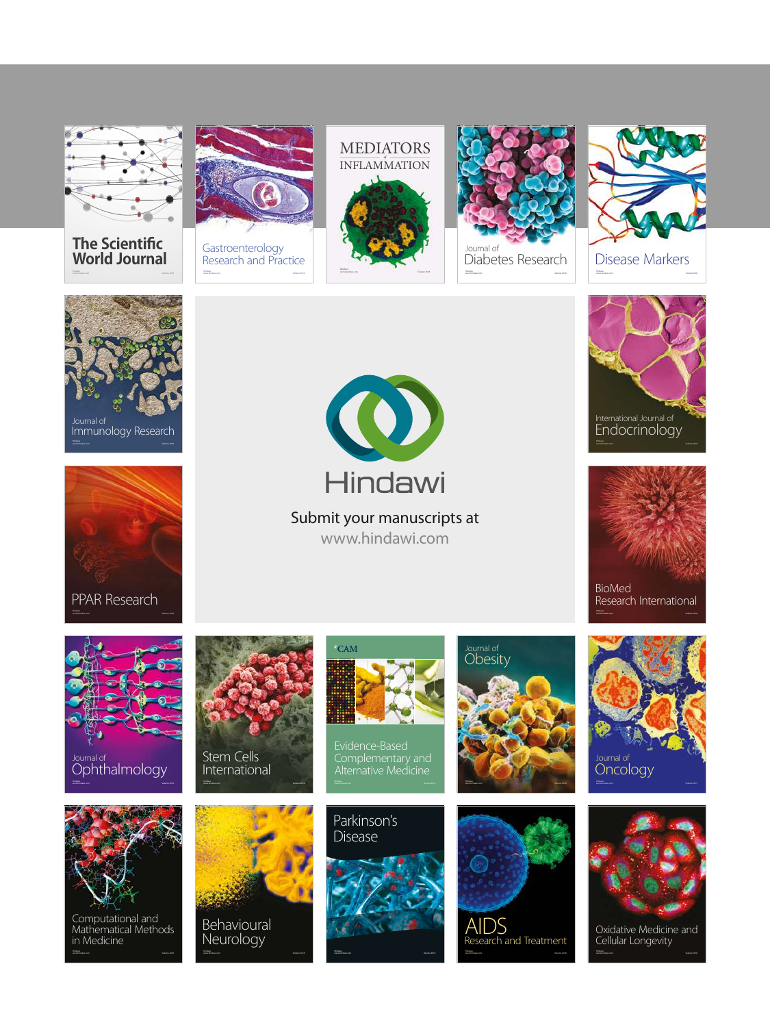The Scientific World Journal

Gastroenterology Research and Practice

MEDIATORS of INFLAMMATION

Journal of Diabetes Research

Disease Markers

Journal of Immunology Research

International Journal of Endocrinology

PPAR Research

Hindawi

Submit your manuscripts at
www.hindawi.com

BioMed Research International

Journal of Ophthalmology

Stem Cells International

eCAM Evidence-Based Complementary and Alternative Medicine

Journal of Obesity

Journal of Oncology

Computational and Mathematical Methods in Medicine

Behavioural Neurology

Parkinson's Disease

AIDS Research and Treatment

Oxidative Medicine and Cellular Longevity